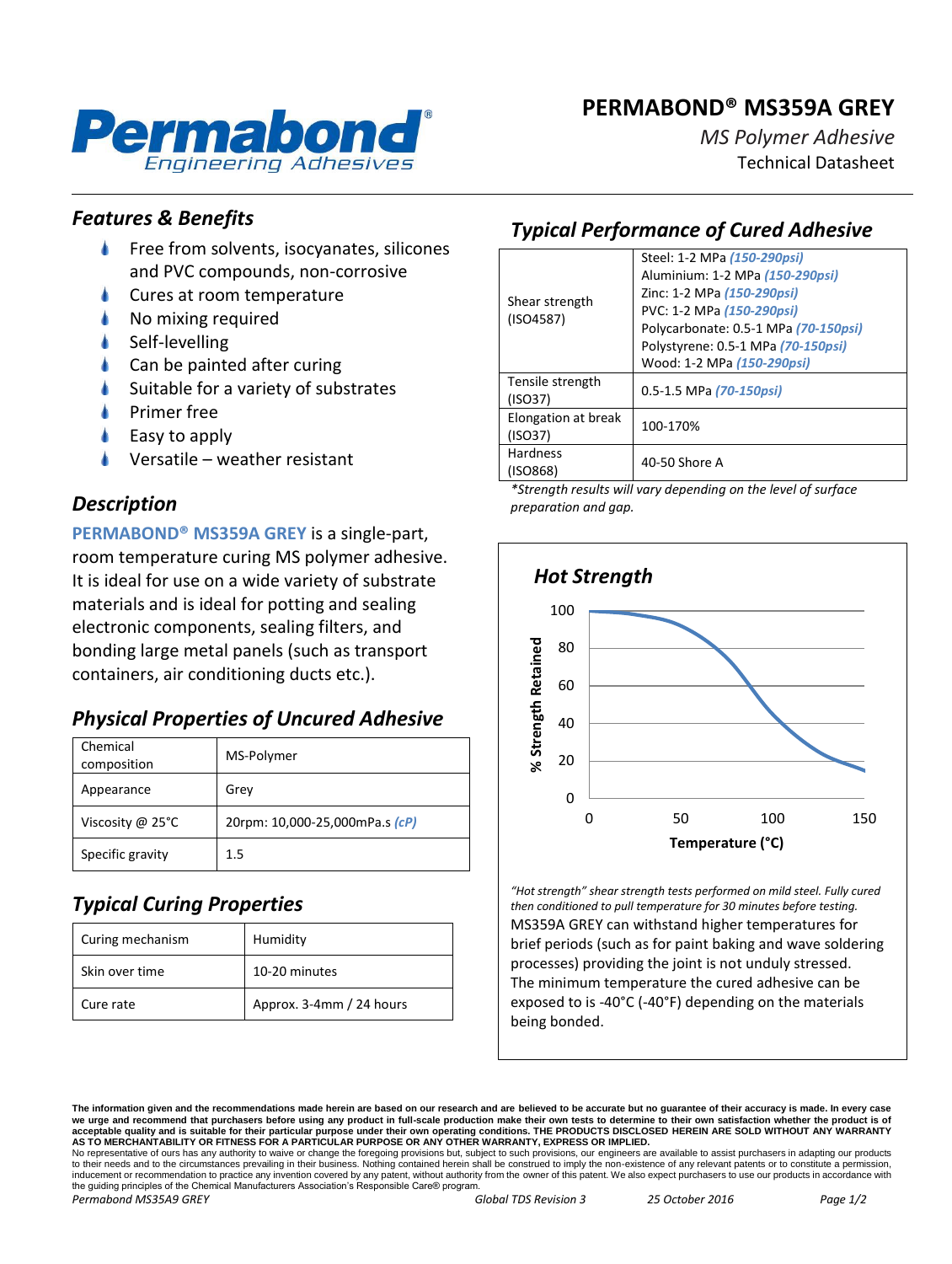# PERMABOND® MS359A GREY

*MS Polymer Adhesive*

Technical Datasheet

## *Features & Benefits*

- Free from solvents, isocyanates, silicones and PVC compounds, non-corrosive
- Cures at room temperature
- No mixing required
- Self-levelling
- Can be painted after curing
- Suitable for a variety of substrates
- Primer free
- Easy to apply
- Versatile – weather resistant

## *Description*

**PERMABOND® MS359A GREY** is a single-part, room temperature curing MS polymer adhesive. It is ideal for use on a wide variety of substrate materials and is ideal for potting and sealing electronic components, sealing filters, and bonding large metal panels (such as transport containers, air conditioning ducts etc.).

## *Physical Properties of Uncured Adhesive*

| | |
|---|---|
| Chemical composition | MS-Polymer |
| Appearance | Grey |
| Viscosity @ 25°C | 20rpm: 10,000-25,000mPa.s *(cP)* |
| Specific gravity | 1.5 |

## *Typical Curing Properties*

| | |
|---|---|
| Curing mechanism | Humidity |
| Skin over time | 10-20 minutes |
| Cure rate | Approx. 3-4mm / 24 hours |

## *Typical Performance of Cured Adhesive*

| | |
|---|---|
| Shear strength (ISO4587) | Steel: 1-2 MPa *(150-290psi)*<br>Aluminium: 1-2 MPa *(150-290psi)*<br>Zinc: 1-2 MPa *(150-290psi)*<br>PVC: 1-2 MPa *(150-290psi)*<br>Polycarbonate: 0.5-1 MPa *(70-150psi)*<br>Polystyrene: 0.5-1 MPa *(70-150psi)*<br>Wood: 1-2 MPa *(150-290psi)* |
| Tensile strength (ISO37) | 0.5-1.5 MPa *(70-150psi)* |
| Elongation at break (ISO37) | 100-170% |
| Hardness (ISO868) | 40-50 Shore A |

*\*Strength results will vary depending on the level of surface preparation and gap.*

### *Hot Strength*

*"Hot strength" shear strength tests performed on mild steel. Fully cured then conditioned to pull temperature for 30 minutes before testing.*

MS359A GREY can withstand higher temperatures for brief periods (such as for paint baking and wave soldering processes) providing the joint is not unduly stressed. The minimum temperature the cured adhesive can be exposed to is -40°C (-40°F) depending on the materials being bonded.

**The information given and the recommendations made herein are based on our research and are believed to be accurate but no guarantee of their accuracy is made. In every case we urge and recommend that purchasers before using any product in full-scale production make their own tests to determine to their own satisfaction whether the product is of acceptable quality and is suitable for their particular purpose under their own operating conditions. THE PRODUCTS DISCLOSED HEREIN ARE SOLD WITHOUT ANY WARRANTY AS TO MERCHANTABILITY OR FITNESS FOR A PARTICULAR PURPOSE OR ANY OTHER WARRANTY, EXPRESS OR IMPLIED.**
No representative of ours has any authority to waive or change the foregoing provisions but, subject to such provisions, our engineers are available to assist purchasers in adapting our products to their needs and to the circumstances prevailing in their business. Nothing contained herein shall be construed to imply the non-existence of any relevant patents or to constitute a permission, inducement or recommendation to practice any invention covered by any patent, without authority from the owner of this patent. We also expect purchasers to use our products in accordance with the guiding principles of the Chemical Manufacturers Association's Responsible Care® program.

*Permabond MS35A9 GREY* *Global TDS Revision 3* *25 October 2016*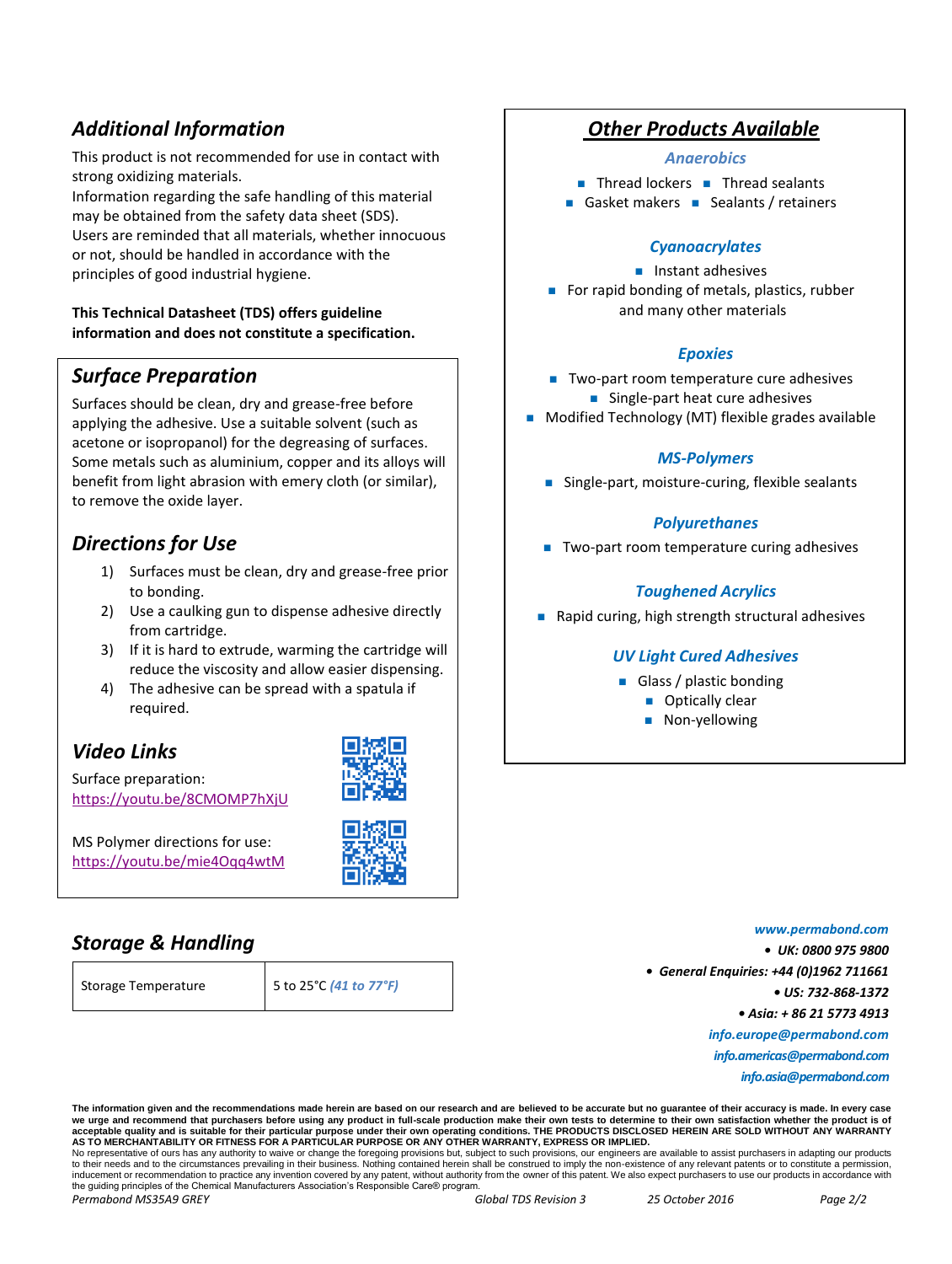## Additional Information

This product is not recommended for use in contact with strong oxidizing materials.
Information regarding the safe handling of this material may be obtained from the safety data sheet (SDS).
Users are reminded that all materials, whether innocuous or not, should be handled in accordance with the principles of good industrial hygiene.

**This Technical Datasheet (TDS) offers guideline information and does not constitute a specification.**

## Surface Preparation

Surfaces should be clean, dry and grease-free before applying the adhesive. Use a suitable solvent (such as acetone or isopropanol) for the degreasing of surfaces. Some metals such as aluminium, copper and its alloys will benefit from light abrasion with emery cloth (or similar), to remove the oxide layer.

## Directions for Use

1) Surfaces must be clean, dry and grease-free prior to bonding.
2) Use a caulking gun to dispense adhesive directly from cartridge.
3) If it is hard to extrude, warming the cartridge will reduce the viscosity and allow easier dispensing.
4) The adhesive can be spread with a spatula if required.

## Video Links

Surface preparation:
https://youtu.be/8CMOMP7hXjU

MS Polymer directions for use:
https://youtu.be/mie4Oqq4wtM

## Storage & Handling

| | |
|---|---|
| Storage Temperature | 5 to 25°C *(41 to 77°F)* |

## Other Products Available

### Anaerobics

- Thread lockers
- Thread sealants
- Gasket makers
- Sealants / retainers

### Cyanoacrylates

- Instant adhesives
- For rapid bonding of metals, plastics, rubber and many other materials

### Epoxies

- Two-part room temperature cure adhesives
- Single-part heat cure adhesives
- Modified Technology (MT) flexible grades available

### MS-Polymers

- Single-part, moisture-curing, flexible sealants

### Polyurethanes

- Two-part room temperature curing adhesives

### Toughened Acrylics

- Rapid curing, high strength structural adhesives

### UV Light Cured Adhesives

- Glass / plastic bonding
- Optically clear
- Non-yellowing

*www.permabond.com*
- *UK: 0800 975 9800*
- *General Enquiries: +44 (0)1962 711661*
- *US: 732-868-1372*
- *Asia: + 86 21 5773 4913*

*info.europe@permabond.com*
*info.americas@permabond.com*
*info.asia@permabond.com*

**The information given and the recommendations made herein are based on our research and are believed to be accurate but no guarantee of their accuracy is made. In every case we urge and recommend that purchasers before using any product in full-scale production make their own tests to determine to their own satisfaction whether the product is of acceptable quality and is suitable for their particular purpose under their own operating conditions. THE PRODUCTS DISCLOSED HEREIN ARE SOLD WITHOUT ANY WARRANTY AS TO MERCHANTABILITY OR FITNESS FOR A PARTICULAR PURPOSE OR ANY OTHER WARRANTY, EXPRESS OR IMPLIED.**
No representative of ours has any authority to waive or change the foregoing provisions but, subject to such provisions, our engineers are available to assist purchasers in adapting our products to their needs and to the circumstances prevailing in their business. Nothing contained herein shall be construed to imply the non-existence of any relevant patents or to constitute a permission, inducement or recommendation to practice any invention covered by any patent, without authority from the owner of this patent. We also expect purchasers to use our products in accordance with the guiding principles of the Chemical Manufacturers Association's Responsible Care® program.

*Permabond MS35A9 GREY* *Global TDS Revision 3* *25 October 2016*